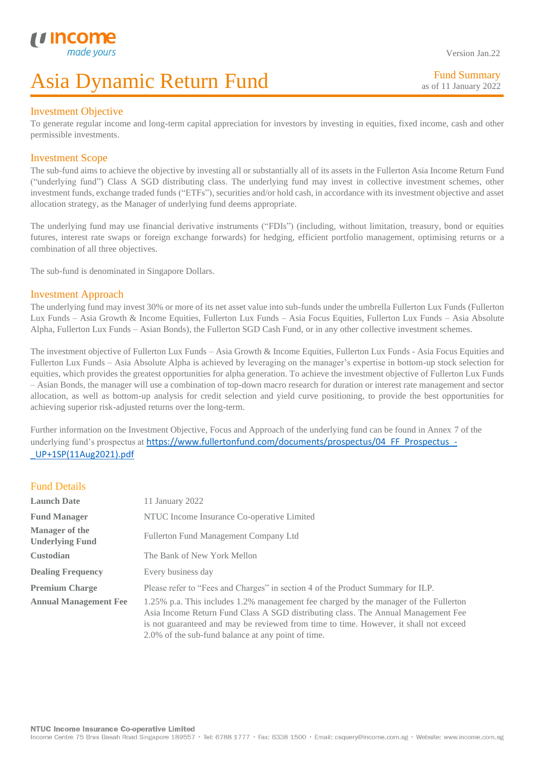Version Jan.22

# Asia Dynamic Return Fund

Fund Summary
as of 11 January 2022

## Investment Objective

To generate regular income and long-term capital appreciation for investors by investing in equities, fixed income, cash and other permissible investments.

## Investment Scope

The sub-fund aims to achieve the objective by investing all or substantially all of its assets in the Fullerton Asia Income Return Fund ("underlying fund") Class A SGD distributing class. The underlying fund may invest in collective investment schemes, other investment funds, exchange traded funds ("ETFs"), securities and/or hold cash, in accordance with its investment objective and asset allocation strategy, as the Manager of underlying fund deems appropriate.

The underlying fund may use financial derivative instruments ("FDIs") (including, without limitation, treasury, bond or equities futures, interest rate swaps or foreign exchange forwards) for hedging, efficient portfolio management, optimising returns or a combination of all three objectives.

The sub-fund is denominated in Singapore Dollars.

## Investment Approach

The underlying fund may invest 30% or more of its net asset value into sub-funds under the umbrella Fullerton Lux Funds (Fullerton Lux Funds – Asia Growth & Income Equities, Fullerton Lux Funds – Asia Focus Equities, Fullerton Lux Funds – Asia Absolute Alpha, Fullerton Lux Funds – Asian Bonds), the Fullerton SGD Cash Fund, or in any other collective investment schemes.

The investment objective of Fullerton Lux Funds – Asia Growth & Income Equities, Fullerton Lux Funds - Asia Focus Equities and Fullerton Lux Funds – Asia Absolute Alpha is achieved by leveraging on the manager's expertise in bottom-up stock selection for equities, which provides the greatest opportunities for alpha generation. To achieve the investment objective of Fullerton Lux Funds – Asian Bonds, the manager will use a combination of top-down macro research for duration or interest rate management and sector allocation, as well as bottom-up analysis for credit selection and yield curve positioning, to provide the best opportunities for achieving superior risk-adjusted returns over the long-term.

Further information on the Investment Objective, Focus and Approach of the underlying fund can be found in Annex 7 of the underlying fund's prospectus at https://www.fullertonfund.com/documents/prospectus/04_FF_Prospectus_-_UP+1SP(11Aug2021).pdf

## Fund Details

| | |
|---|---|
| **Launch Date** | 11 January 2022 |
| **Fund Manager** | NTUC Income Insurance Co-operative Limited |
| **Manager of the Underlying Fund** | Fullerton Fund Management Company Ltd |
| **Custodian** | The Bank of New York Mellon |
| **Dealing Frequency** | Every business day |
| **Premium Charge** | Please refer to "Fees and Charges" in section 4 of the Product Summary for ILP. |
| **Annual Management Fee** | 1.25% p.a. This includes 1.2% management fee charged by the manager of the Fullerton Asia Income Return Fund Class A SGD distributing class. The Annual Management Fee is not guaranteed and may be reviewed from time to time. However, it shall not exceed 2.0% of the sub-fund balance at any point of time. |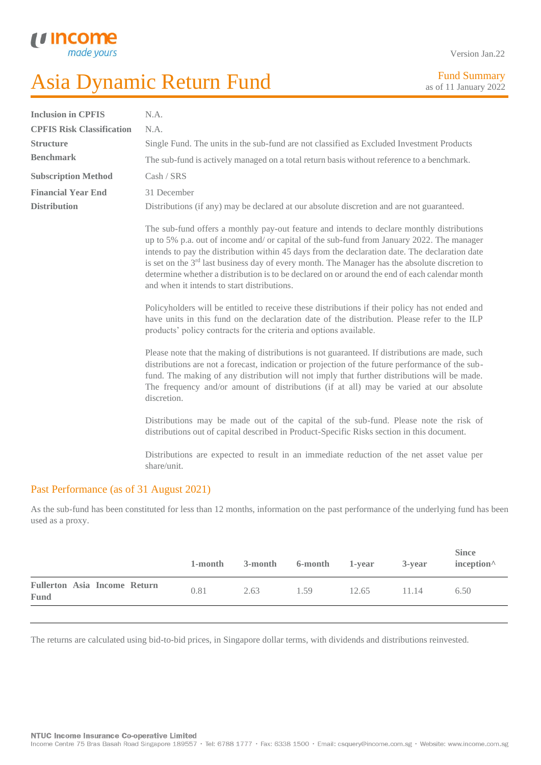# Asia Dynamic Return Fund

Version Jan.22

Fund Summary
as of 11 January 2022

| | |
|---|---|
| **Inclusion in CPFIS** | N.A. |
| **CPFIS Risk Classification** | N.A. |
| **Structure** | Single Fund. The units in the sub-fund are not classified as Excluded Investment Products |
| **Benchmark** | The sub-fund is actively managed on a total return basis without reference to a benchmark. |
| **Subscription Method** | Cash / SRS |
| **Financial Year End** | 31 December |
| **Distribution** | Distributions (if any) may be declared at our absolute discretion and are not guaranteed. |

The sub-fund offers a monthly pay-out feature and intends to declare monthly distributions up to 5% p.a. out of income and/ or capital of the sub-fund from January 2022. The manager intends to pay the distribution within 45 days from the declaration date. The declaration date is set on the 3rd last business day of every month. The Manager has the absolute discretion to determine whether a distribution is to be declared on or around the end of each calendar month and when it intends to start distributions.

Policyholders will be entitled to receive these distributions if their policy has not ended and have units in this fund on the declaration date of the distribution. Please refer to the ILP products' policy contracts for the criteria and options available.

Please note that the making of distributions is not guaranteed. If distributions are made, such distributions are not a forecast, indication or projection of the future performance of the sub-fund. The making of any distribution will not imply that further distributions will be made. The frequency and/or amount of distributions (if at all) may be varied at our absolute discretion.

Distributions may be made out of the capital of the sub-fund. Please note the risk of distributions out of capital described in Product-Specific Risks section in this document.

Distributions are expected to result in an immediate reduction of the net asset value per share/unit.

## Past Performance (as of 31 August 2021)

As the sub-fund has been constituted for less than 12 months, information on the past performance of the underlying fund has been used as a proxy.

| | 1-month | 3-month | 6-month | 1-year | 3-year | Since inception^ |
|---|---|---|---|---|---|---|
| **Fullerton Asia Income Return Fund** | 0.81 | 2.63 | 1.59 | 12.65 | 11.14 | 6.50 |

The returns are calculated using bid-to-bid prices, in Singapore dollar terms, with dividends and distributions reinvested.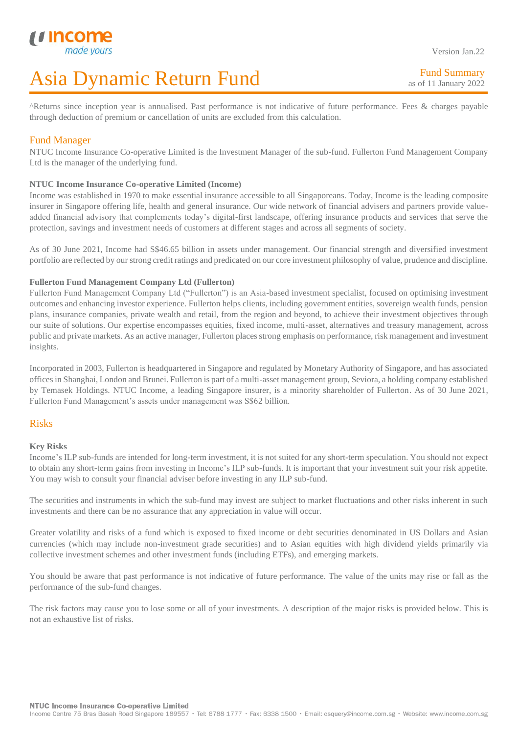^Returns since inception year is annualised. Past performance is not indicative of future performance. Fees & charges payable through deduction of premium or cancellation of units are excluded from this calculation.

## Fund Manager

NTUC Income Insurance Co-operative Limited is the Investment Manager of the sub-fund. Fullerton Fund Management Company Ltd is the manager of the underlying fund.

**NTUC Income Insurance Co-operative Limited (Income)**

Income was established in 1970 to make essential insurance accessible to all Singaporeans. Today, Income is the leading composite insurer in Singapore offering life, health and general insurance. Our wide network of financial advisers and partners provide value-added financial advisory that complements today's digital-first landscape, offering insurance products and services that serve the protection, savings and investment needs of customers at different stages and across all segments of society.

As of 30 June 2021, Income had S$46.65 billion in assets under management. Our financial strength and diversified investment portfolio are reflected by our strong credit ratings and predicated on our core investment philosophy of value, prudence and discipline.

**Fullerton Fund Management Company Ltd (Fullerton)**

Fullerton Fund Management Company Ltd ("Fullerton") is an Asia-based investment specialist, focused on optimising investment outcomes and enhancing investor experience. Fullerton helps clients, including government entities, sovereign wealth funds, pension plans, insurance companies, private wealth and retail, from the region and beyond, to achieve their investment objectives through our suite of solutions. Our expertise encompasses equities, fixed income, multi-asset, alternatives and treasury management, across public and private markets. As an active manager, Fullerton places strong emphasis on performance, risk management and investment insights.

Incorporated in 2003, Fullerton is headquartered in Singapore and regulated by Monetary Authority of Singapore, and has associated offices in Shanghai, London and Brunei. Fullerton is part of a multi-asset management group, Seviora, a holding company established by Temasek Holdings. NTUC Income, a leading Singapore insurer, is a minority shareholder of Fullerton. As of 30 June 2021, Fullerton Fund Management's assets under management was S$62 billion.

## Risks

**Key Risks**

Income's ILP sub-funds are intended for long-term investment, it is not suited for any short-term speculation. You should not expect to obtain any short-term gains from investing in Income's ILP sub-funds. It is important that your investment suit your risk appetite. You may wish to consult your financial adviser before investing in any ILP sub-fund.

The securities and instruments in which the sub-fund may invest are subject to market fluctuations and other risks inherent in such investments and there can be no assurance that any appreciation in value will occur.

Greater volatility and risks of a fund which is exposed to fixed income or debt securities denominated in US Dollars and Asian currencies (which may include non-investment grade securities) and to Asian equities with high dividend yields primarily via collective investment schemes and other investment funds (including ETFs), and emerging markets.

You should be aware that past performance is not indicative of future performance. The value of the units may rise or fall as the performance of the sub-fund changes.

The risk factors may cause you to lose some or all of your investments. A description of the major risks is provided below. This is not an exhaustive list of risks.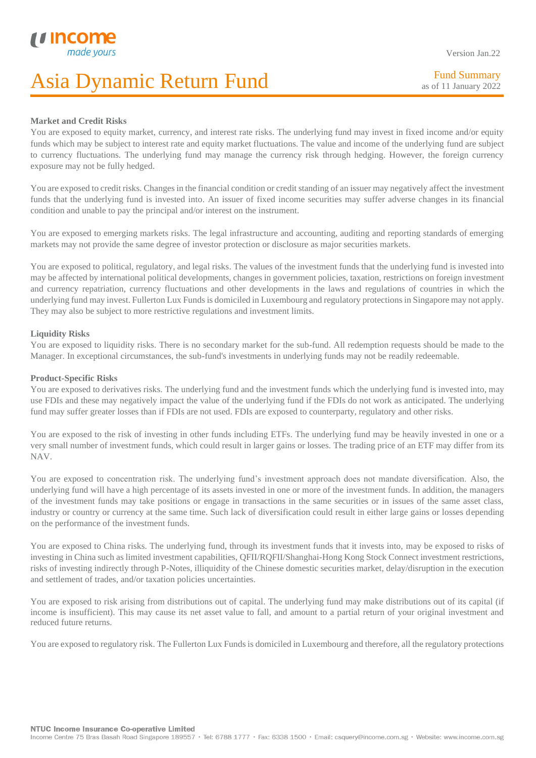**Market and Credit Risks**

You are exposed to equity market, currency, and interest rate risks. The underlying fund may invest in fixed income and/or equity funds which may be subject to interest rate and equity market fluctuations. The value and income of the underlying fund are subject to currency fluctuations. The underlying fund may manage the currency risk through hedging. However, the foreign currency exposure may not be fully hedged.

You are exposed to credit risks. Changes in the financial condition or credit standing of an issuer may negatively affect the investment funds that the underlying fund is invested into. An issuer of fixed income securities may suffer adverse changes in its financial condition and unable to pay the principal and/or interest on the instrument.

You are exposed to emerging markets risks. The legal infrastructure and accounting, auditing and reporting standards of emerging markets may not provide the same degree of investor protection or disclosure as major securities markets.

You are exposed to political, regulatory, and legal risks. The values of the investment funds that the underlying fund is invested into may be affected by international political developments, changes in government policies, taxation, restrictions on foreign investment and currency repatriation, currency fluctuations and other developments in the laws and regulations of countries in which the underlying fund may invest. Fullerton Lux Funds is domiciled in Luxembourg and regulatory protections in Singapore may not apply. They may also be subject to more restrictive regulations and investment limits.

**Liquidity Risks**

You are exposed to liquidity risks. There is no secondary market for the sub-fund. All redemption requests should be made to the Manager. In exceptional circumstances, the sub-fund's investments in underlying funds may not be readily redeemable.

**Product-Specific Risks**

You are exposed to derivatives risks. The underlying fund and the investment funds which the underlying fund is invested into, may use FDIs and these may negatively impact the value of the underlying fund if the FDIs do not work as anticipated. The underlying fund may suffer greater losses than if FDIs are not used. FDIs are exposed to counterparty, regulatory and other risks.

You are exposed to the risk of investing in other funds including ETFs. The underlying fund may be heavily invested in one or a very small number of investment funds, which could result in larger gains or losses. The trading price of an ETF may differ from its NAV.

You are exposed to concentration risk. The underlying fund's investment approach does not mandate diversification. Also, the underlying fund will have a high percentage of its assets invested in one or more of the investment funds. In addition, the managers of the investment funds may take positions or engage in transactions in the same securities or in issues of the same asset class, industry or country or currency at the same time. Such lack of diversification could result in either large gains or losses depending on the performance of the investment funds.

You are exposed to China risks. The underlying fund, through its investment funds that it invests into, may be exposed to risks of investing in China such as limited investment capabilities, QFII/RQFII/Shanghai-Hong Kong Stock Connect investment restrictions, risks of investing indirectly through P-Notes, illiquidity of the Chinese domestic securities market, delay/disruption in the execution and settlement of trades, and/or taxation policies uncertainties.

You are exposed to risk arising from distributions out of capital. The underlying fund may make distributions out of its capital (if income is insufficient). This may cause its net asset value to fall, and amount to a partial return of your original investment and reduced future returns.

You are exposed to regulatory risk. The Fullerton Lux Funds is domiciled in Luxembourg and therefore, all the regulatory protections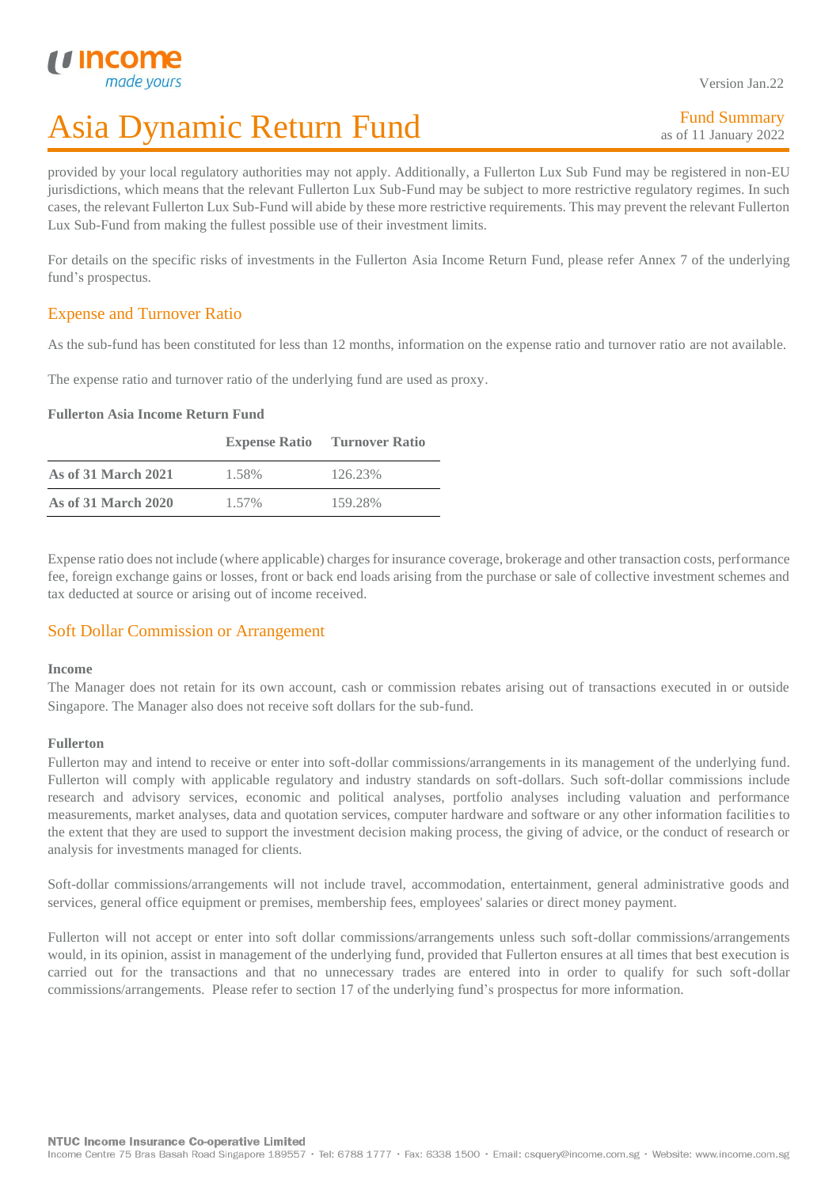provided by your local regulatory authorities may not apply. Additionally, a Fullerton Lux Sub Fund may be registered in non-EU jurisdictions, which means that the relevant Fullerton Lux Sub-Fund may be subject to more restrictive regulatory regimes. In such cases, the relevant Fullerton Lux Sub-Fund will abide by these more restrictive requirements. This may prevent the relevant Fullerton Lux Sub-Fund from making the fullest possible use of their investment limits.

For details on the specific risks of investments in the Fullerton Asia Income Return Fund, please refer Annex 7 of the underlying fund's prospectus.

## Expense and Turnover Ratio

As the sub-fund has been constituted for less than 12 months, information on the expense ratio and turnover ratio are not available.

The expense ratio and turnover ratio of the underlying fund are used as proxy.

**Fullerton Asia Income Return Fund**

| | Expense Ratio | Turnover Ratio |
|---|---|---|
| **As of 31 March 2021** | 1.58% | 126.23% |
| **As of 31 March 2020** | 1.57% | 159.28% |

Expense ratio does not include (where applicable) charges for insurance coverage, brokerage and other transaction costs, performance fee, foreign exchange gains or losses, front or back end loads arising from the purchase or sale of collective investment schemes and tax deducted at source or arising out of income received.

## Soft Dollar Commission or Arrangement

**Income**

The Manager does not retain for its own account, cash or commission rebates arising out of transactions executed in or outside Singapore. The Manager also does not receive soft dollars for the sub-fund.

**Fullerton**

Fullerton may and intend to receive or enter into soft-dollar commissions/arrangements in its management of the underlying fund. Fullerton will comply with applicable regulatory and industry standards on soft-dollars. Such soft-dollar commissions include research and advisory services, economic and political analyses, portfolio analyses including valuation and performance measurements, market analyses, data and quotation services, computer hardware and software or any other information facilities to the extent that they are used to support the investment decision making process, the giving of advice, or the conduct of research or analysis for investments managed for clients.

Soft-dollar commissions/arrangements will not include travel, accommodation, entertainment, general administrative goods and services, general office equipment or premises, membership fees, employees' salaries or direct money payment.

Fullerton will not accept or enter into soft dollar commissions/arrangements unless such soft-dollar commissions/arrangements would, in its opinion, assist in management of the underlying fund, provided that Fullerton ensures at all times that best execution is carried out for the transactions and that no unnecessary trades are entered into in order to qualify for such soft-dollar commissions/arrangements. Please refer to section 17 of the underlying fund's prospectus for more information.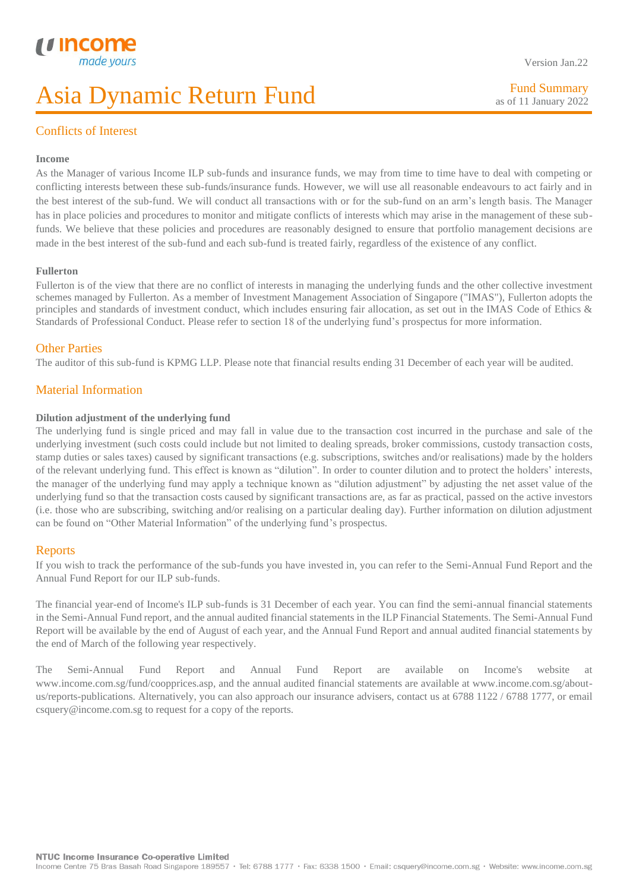## Conflicts of Interest

**Income**

As the Manager of various Income ILP sub-funds and insurance funds, we may from time to time have to deal with competing or conflicting interests between these sub-funds/insurance funds. However, we will use all reasonable endeavours to act fairly and in the best interest of the sub-fund. We will conduct all transactions with or for the sub-fund on an arm's length basis. The Manager has in place policies and procedures to monitor and mitigate conflicts of interests which may arise in the management of these sub-funds. We believe that these policies and procedures are reasonably designed to ensure that portfolio management decisions are made in the best interest of the sub-fund and each sub-fund is treated fairly, regardless of the existence of any conflict.

**Fullerton**

Fullerton is of the view that there are no conflict of interests in managing the underlying funds and the other collective investment schemes managed by Fullerton. As a member of Investment Management Association of Singapore ("IMAS"), Fullerton adopts the principles and standards of investment conduct, which includes ensuring fair allocation, as set out in the IMAS Code of Ethics & Standards of Professional Conduct. Please refer to section 18 of the underlying fund's prospectus for more information.

## Other Parties

The auditor of this sub-fund is KPMG LLP. Please note that financial results ending 31 December of each year will be audited.

## Material Information

**Dilution adjustment of the underlying fund**

The underlying fund is single priced and may fall in value due to the transaction cost incurred in the purchase and sale of the underlying investment (such costs could include but not limited to dealing spreads, broker commissions, custody transaction costs, stamp duties or sales taxes) caused by significant transactions (e.g. subscriptions, switches and/or realisations) made by the holders of the relevant underlying fund. This effect is known as "dilution". In order to counter dilution and to protect the holders' interests, the manager of the underlying fund may apply a technique known as "dilution adjustment" by adjusting the net asset value of the underlying fund so that the transaction costs caused by significant transactions are, as far as practical, passed on the active investors (i.e. those who are subscribing, switching and/or realising on a particular dealing day). Further information on dilution adjustment can be found on "Other Material Information" of the underlying fund's prospectus.

## Reports

If you wish to track the performance of the sub-funds you have invested in, you can refer to the Semi-Annual Fund Report and the Annual Fund Report for our ILP sub-funds.

The financial year-end of Income's ILP sub-funds is 31 December of each year. You can find the semi-annual financial statements in the Semi-Annual Fund report, and the annual audited financial statements in the ILP Financial Statements. The Semi-Annual Fund Report will be available by the end of August of each year, and the Annual Fund Report and annual audited financial statements by the end of March of the following year respectively.

The Semi-Annual Fund Report and Annual Fund Report are available on Income's website at www.income.com.sg/fund/coopprices.asp, and the annual audited financial statements are available at www.income.com.sg/about-us/reports-publications. Alternatively, you can also approach our insurance advisers, contact us at 6788 1122 / 6788 1777, or email csquery@income.com.sg to request for a copy of the reports.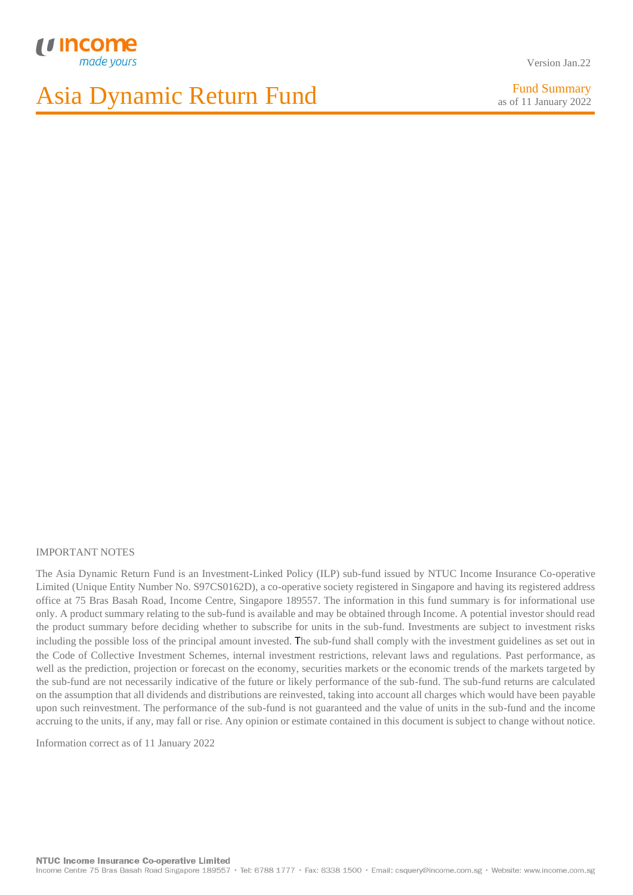# Asia Dynamic Return Fund

Fund Summary
as of 11 January 2022

IMPORTANT NOTES

The Asia Dynamic Return Fund is an Investment-Linked Policy (ILP) sub-fund issued by NTUC Income Insurance Co-operative Limited (Unique Entity Number No. S97CS0162D), a co-operative society registered in Singapore and having its registered address office at 75 Bras Basah Road, Income Centre, Singapore 189557. The information in this fund summary is for informational use only. A product summary relating to the sub-fund is available and may be obtained through Income. A potential investor should read the product summary before deciding whether to subscribe for units in the sub-fund. Investments are subject to investment risks including the possible loss of the principal amount invested. The sub-fund shall comply with the investment guidelines as set out in the Code of Collective Investment Schemes, internal investment restrictions, relevant laws and regulations. Past performance, as well as the prediction, projection or forecast on the economy, securities markets or the economic trends of the markets targeted by the sub-fund are not necessarily indicative of the future or likely performance of the sub-fund. The sub-fund returns are calculated on the assumption that all dividends and distributions are reinvested, taking into account all charges which would have been payable upon such reinvestment. The performance of the sub-fund is not guaranteed and the value of units in the sub-fund and the income accruing to the units, if any, may fall or rise. Any opinion or estimate contained in this document is subject to change without notice.

Information correct as of 11 January 2022